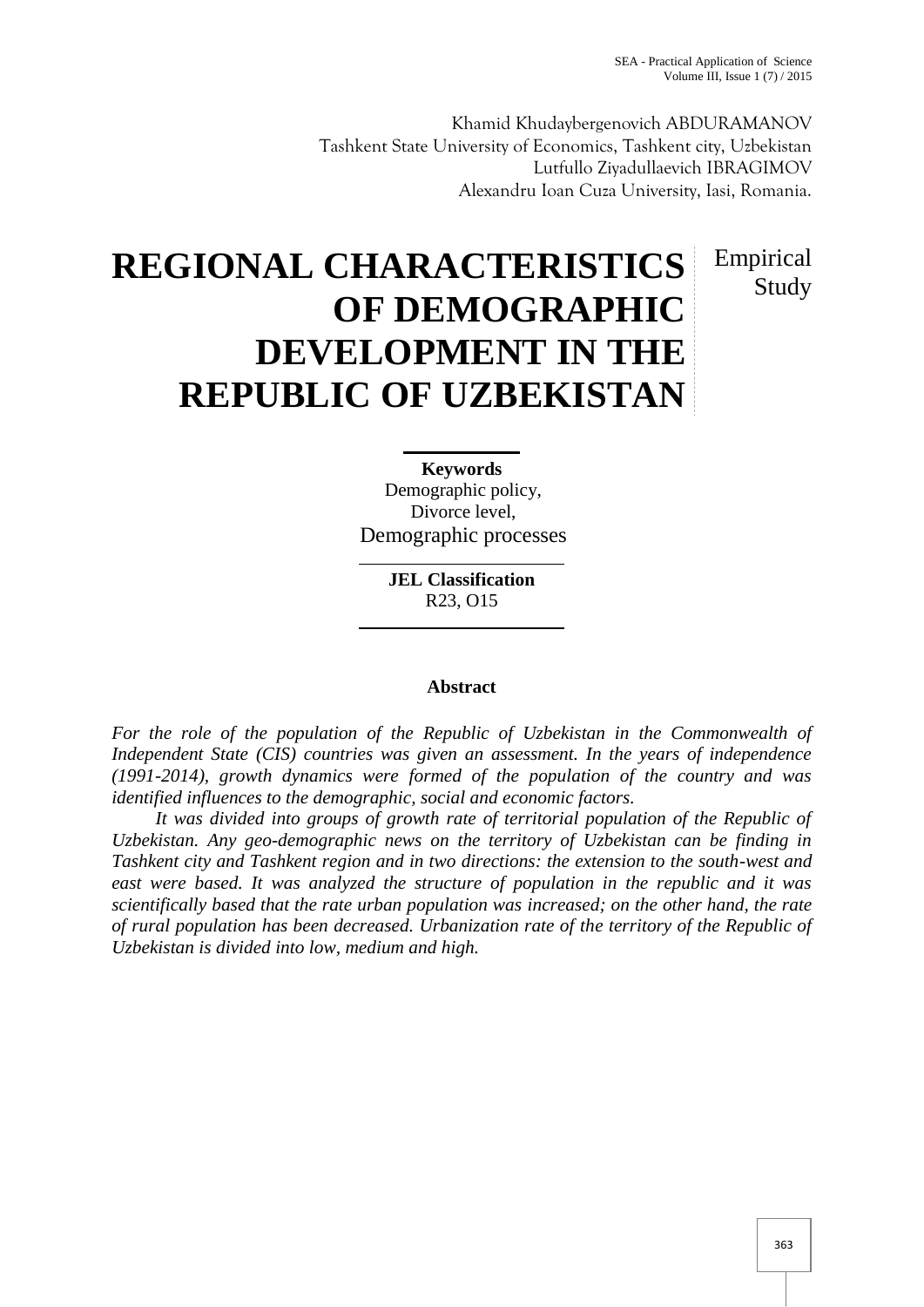Khamid Khudaybergenovich ABDURAMANOV
Tashkent State University of Economics, Tashkent city, Uzbekistan
Lutfullo Ziyadullaevich IBRAGIMOV
Alexandru Ioan Cuza University, Iasi, Romania.

# REGIONAL CHARACTERISTICS OF DEMOGRAPHIC DEVELOPMENT IN THE REPUBLIC OF UZBEKISTAN

Empirical Study

**Keywords**
Demographic policy,
Divorce level,
Demographic processes

**JEL Classification**
R23, O15

## Abstract

*For the role of the population of the Republic of Uzbekistan in the Commonwealth of Independent State (CIS) countries was given an assessment. In the years of independence (1991-2014), growth dynamics were formed of the population of the country and was identified influences to the demographic, social and economic factors.*

*It was divided into groups of growth rate of territorial population of the Republic of Uzbekistan. Any geo-demographic news on the territory of Uzbekistan can be finding in Tashkent city and Tashkent region and in two directions: the extension to the south-west and east were based. It was analyzed the structure of population in the republic and it was scientifically based that the rate urban population was increased; on the other hand, the rate of rural population has been decreased. Urbanization rate of the territory of the Republic of Uzbekistan is divided into low, medium and high.*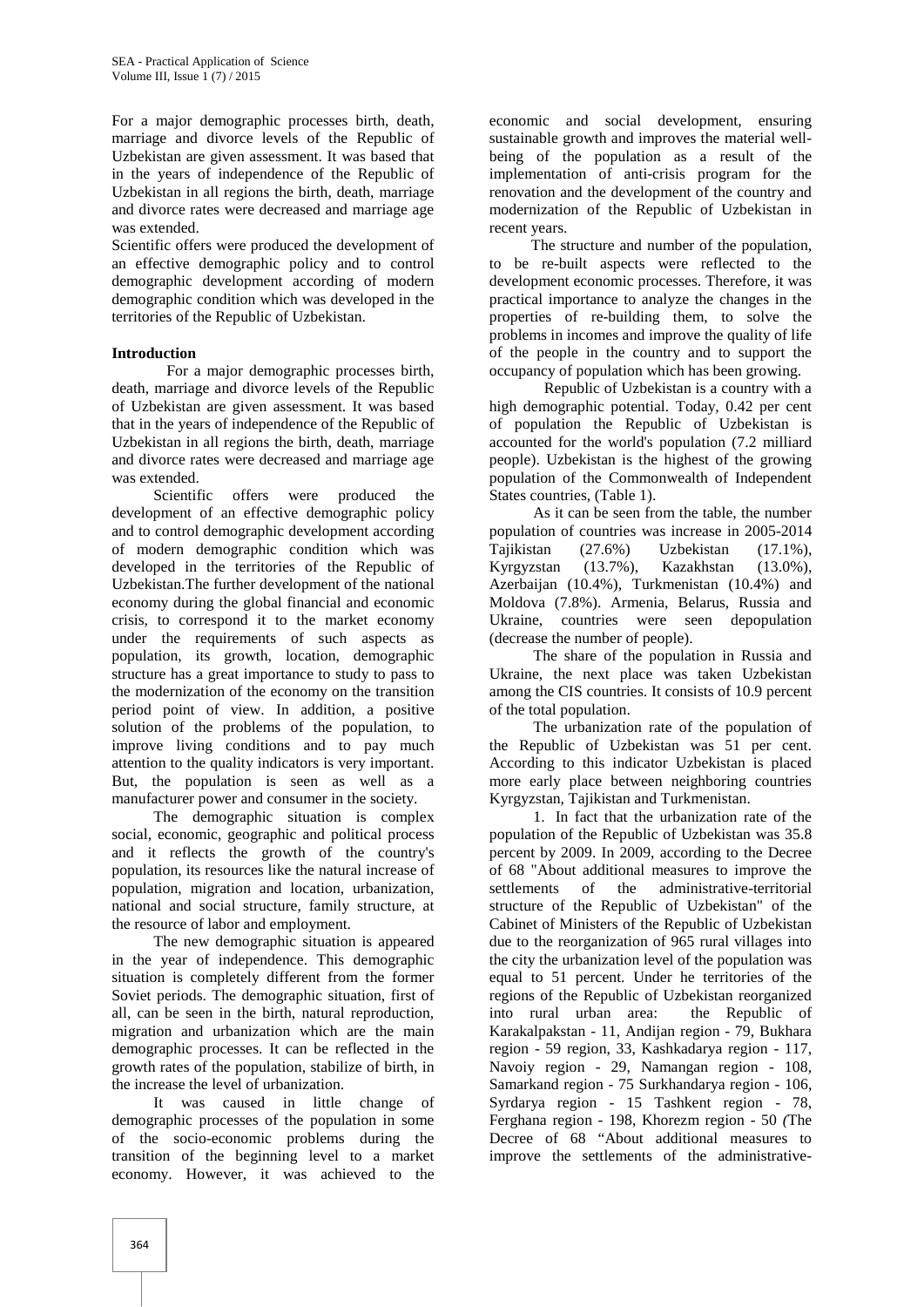For a major demographic processes birth, death, marriage and divorce levels of the Republic of Uzbekistan are given assessment. It was based that in the years of independence of the Republic of Uzbekistan in all regions the birth, death, marriage and divorce rates were decreased and marriage age was extended.

Scientific offers were produced the development of an effective demographic policy and to control demographic development according of modern demographic condition which was developed in the territories of the Republic of Uzbekistan.

## Introduction

For a major demographic processes birth, death, marriage and divorce levels of the Republic of Uzbekistan are given assessment. It was based that in the years of independence of the Republic of Uzbekistan in all regions the birth, death, marriage and divorce rates were decreased and marriage age was extended.

Scientific offers were produced the development of an effective demographic policy and to control demographic development according of modern demographic condition which was developed in the territories of the Republic of Uzbekistan.The further development of the national economy during the global financial and economic crisis, to correspond it to the market economy under the requirements of such aspects as population, its growth, location, demographic structure has a great importance to study to pass to the modernization of the economy on the transition period point of view. In addition, a positive solution of the problems of the population, to improve living conditions and to pay much attention to the quality indicators is very important. But, the population is seen as well as a manufacturer power and consumer in the society.

The demographic situation is complex social, economic, geographic and political process and it reflects the growth of the country's population, its resources like the natural increase of population, migration and location, urbanization, national and social structure, family structure, at the resource of labor and employment.

The new demographic situation is appeared in the year of independence. This demographic situation is completely different from the former Soviet periods. The demographic situation, first of all, can be seen in the birth, natural reproduction, migration and urbanization which are the main demographic processes. It can be reflected in the growth rates of the population, stabilize of birth, in the increase the level of urbanization.

It was caused in little change of demographic processes of the population in some of the socio-economic problems during the transition of the beginning level to a market economy. However, it was achieved to the economic and social development, ensuring sustainable growth and improves the material well-being of the population as a result of the implementation of anti-crisis program for the renovation and the development of the country and modernization of the Republic of Uzbekistan in recent years.

The structure and number of the population, to be re-built aspects were reflected to the development economic processes. Therefore, it was practical importance to analyze the changes in the properties of re-building them, to solve the problems in incomes and improve the quality of life of the people in the country and to support the occupancy of population which has been growing.

Republic of Uzbekistan is a country with a high demographic potential. Today, 0.42 per cent of population the Republic of Uzbekistan is accounted for the world's population (7.2 milliard people). Uzbekistan is the highest of the growing population of the Commonwealth of Independent States countries, (Table 1).

As it can be seen from the table, the number population of countries was increase in 2005-2014 Tajikistan (27.6%) Uzbekistan (17.1%), Kyrgyzstan (13.7%), Kazakhstan (13.0%), Azerbaijan (10.4%), Turkmenistan (10.4%) and Moldova (7.8%). Armenia, Belarus, Russia and Ukraine, countries were seen depopulation (decrease the number of people).

The share of the population in Russia and Ukraine, the next place was taken Uzbekistan among the CIS countries. It consists of 10.9 percent of the total population.

The urbanization rate of the population of the Republic of Uzbekistan was 51 per cent. According to this indicator Uzbekistan is placed more early place between neighboring countries Kyrgyzstan, Tajikistan and Turkmenistan.

1. In fact that the urbanization rate of the population of the Republic of Uzbekistan was 35.8 percent by 2009. In 2009, according to the Decree of 68 "About additional measures to improve the settlements of the administrative-territorial structure of the Republic of Uzbekistan" of the Cabinet of Ministers of the Republic of Uzbekistan due to the reorganization of 965 rural villages into the city the urbanization level of the population was equal to 51 percent. Under he territories of the regions of the Republic of Uzbekistan reorganized into rural urban area: the Republic of Karakalpakstan - 11, Andijan region - 79, Bukhara region - 59 region, 33, Kashkadarya region - 117, Navoiy region - 29, Namangan region - 108, Samarkand region - 75 Surkhandarya region - 106, Syrdarya region - 15 Tashkent region - 78, Ferghana region - 198, Khorezm region - 50 *(*The Decree of 68 "About additional measures to improve the settlements of the administrative-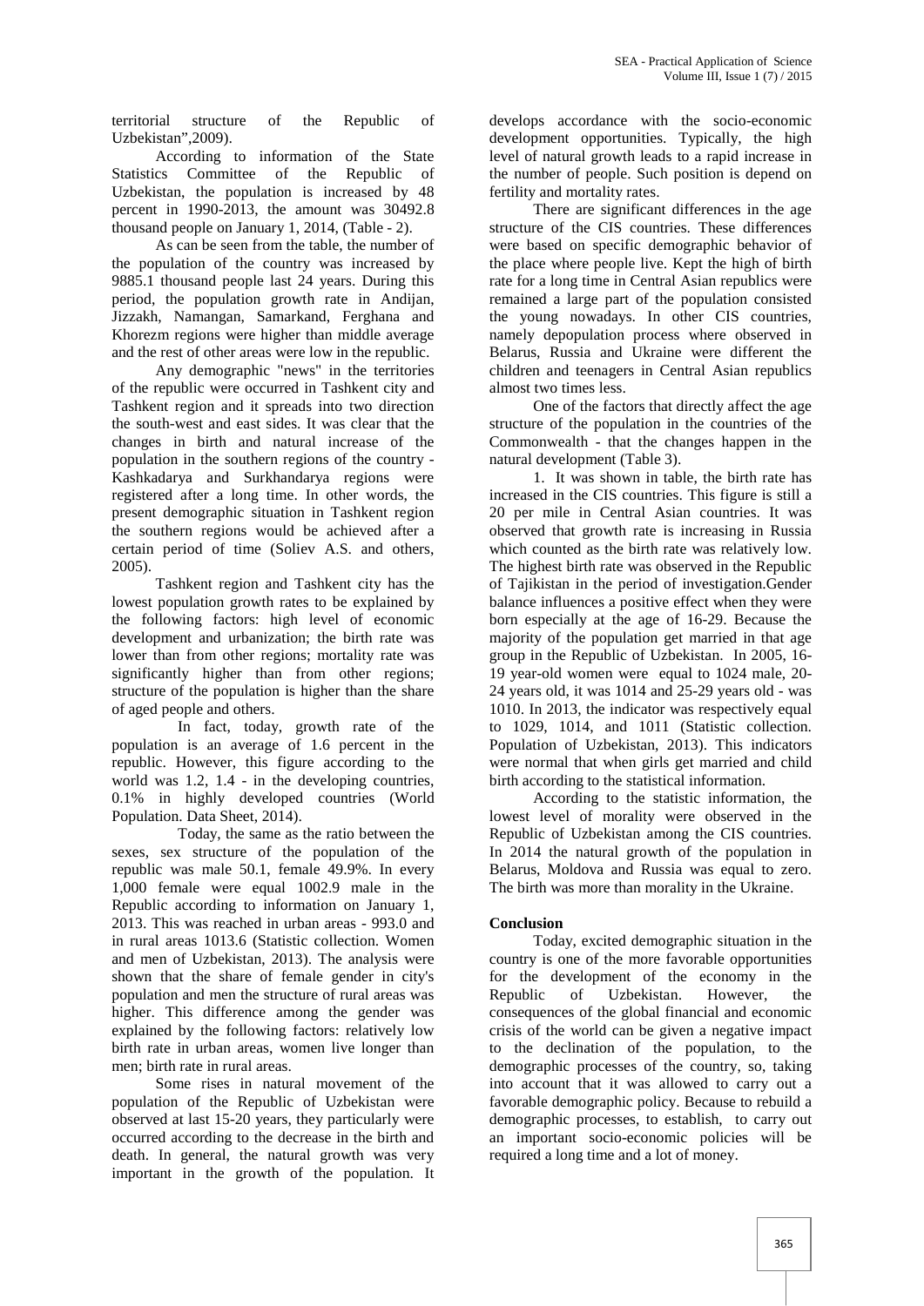territorial structure of the Republic of Uzbekistan",2009).

According to information of the State Statistics Committee of the Republic of Uzbekistan, the population is increased by 48 percent in 1990-2013, the amount was 30492.8 thousand people on January 1, 2014, (Table - 2).

As can be seen from the table, the number of the population of the country was increased by 9885.1 thousand people last 24 years. During this period, the population growth rate in Andijan, Jizzakh, Namangan, Samarkand, Ferghana and Khorezm regions were higher than middle average and the rest of other areas were low in the republic.

Any demographic "news" in the territories of the republic were occurred in Tashkent city and Tashkent region and it spreads into two direction the south-west and east sides. It was clear that the changes in birth and natural increase of the population in the southern regions of the country - Kashkadarya and Surkhandarya regions were registered after a long time. In other words, the present demographic situation in Tashkent region the southern regions would be achieved after a certain period of time (Soliev A.S. and others, 2005).

Tashkent region and Tashkent city has the lowest population growth rates to be explained by the following factors: high level of economic development and urbanization; the birth rate was lower than from other regions; mortality rate was significantly higher than from other regions; structure of the population is higher than the share of aged people and others.

In fact, today, growth rate of the population is an average of 1.6 percent in the republic. However, this figure according to the world was 1.2, 1.4 - in the developing countries, 0.1% in highly developed countries (World Population. Data Sheet, 2014).

Today, the same as the ratio between the sexes, sex structure of the population of the republic was male 50.1, female 49.9%. In every 1,000 female were equal 1002.9 male in the Republic according to information on January 1, 2013. This was reached in urban areas - 993.0 and in rural areas 1013.6 (Statistic collection. Women and men of Uzbekistan, 2013). The analysis were shown that the share of female gender in city's population and men the structure of rural areas was higher. This difference among the gender was explained by the following factors: relatively low birth rate in urban areas, women live longer than men; birth rate in rural areas.

Some rises in natural movement of the population of the Republic of Uzbekistan were observed at last 15-20 years, they particularly were occurred according to the decrease in the birth and death. In general, the natural growth was very important in the growth of the population. It develops accordance with the socio-economic development opportunities. Typically, the high level of natural growth leads to a rapid increase in the number of people. Such position is depend on fertility and mortality rates.

There are significant differences in the age structure of the CIS countries. These differences were based on specific demographic behavior of the place where people live. Kept the high of birth rate for a long time in Central Asian republics were remained a large part of the population consisted the young nowadays. In other CIS countries, namely depopulation process where observed in Belarus, Russia and Ukraine were different the children and teenagers in Central Asian republics almost two times less.

One of the factors that directly affect the age structure of the population in the countries of the Commonwealth - that the changes happen in the natural development (Table 3).

1. It was shown in table, the birth rate has increased in the CIS countries. This figure is still a 20 per mile in Central Asian countries. It was observed that growth rate is increasing in Russia which counted as the birth rate was relatively low. The highest birth rate was observed in the Republic of Tajikistan in the period of investigation.Gender balance influences a positive effect when they were born especially at the age of 16-29. Because the majority of the population get married in that age group in the Republic of Uzbekistan. In 2005, 16-19 year-old women were equal to 1024 male, 20-24 years old, it was 1014 and 25-29 years old - was 1010. In 2013, the indicator was respectively equal to 1029, 1014, and 1011 (Statistic collection. Population of Uzbekistan, 2013). This indicators were normal that when girls get married and child birth according to the statistical information.

According to the statistic information, the lowest level of morality were observed in the Republic of Uzbekistan among the CIS countries. In 2014 the natural growth of the population in Belarus, Moldova and Russia was equal to zero. The birth was more than morality in the Ukraine.

**Conclusion**

Today, excited demographic situation in the country is one of the more favorable opportunities for the development of the economy in the Republic of Uzbekistan. However, the consequences of the global financial and economic crisis of the world can be given a negative impact to the declination of the population, to the demographic processes of the country, so, taking into account that it was allowed to carry out a favorable demographic policy. Because to rebuild a demographic processes, to establish, to carry out an important socio-economic policies will be required a long time and a lot of money.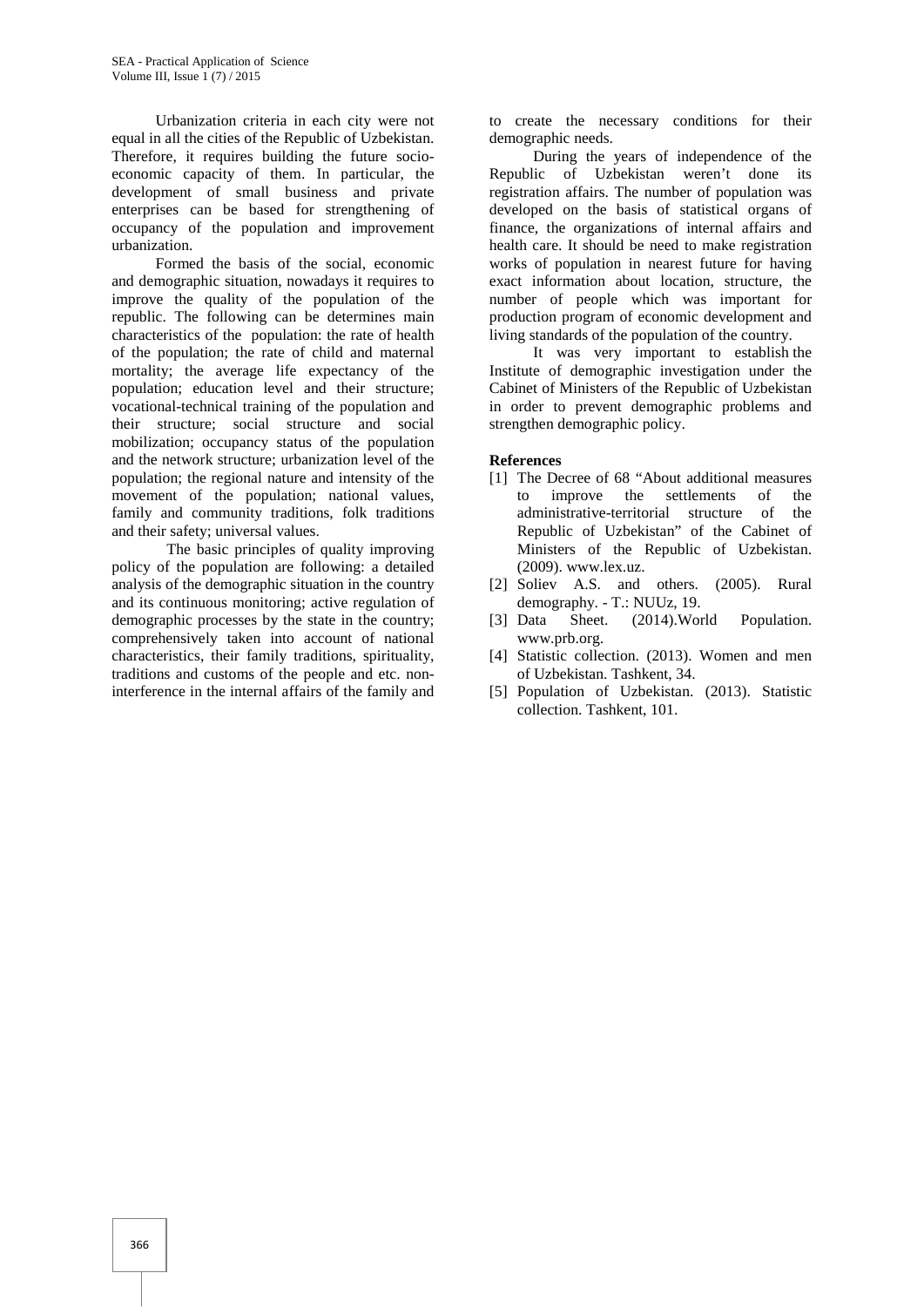Urbanization criteria in each city were not equal in all the cities of the Republic of Uzbekistan. Therefore, it requires building the future socio-economic capacity of them. In particular, the development of small business and private enterprises can be based for strengthening of occupancy of the population and improvement urbanization.

Formed the basis of the social, economic and demographic situation, nowadays it requires to improve the quality of the population of the republic. The following can be determines main characteristics of the population: the rate of health of the population; the rate of child and maternal mortality; the average life expectancy of the population; education level and their structure; vocational-technical training of the population and their structure; social structure and social mobilization; occupancy status of the population and the network structure; urbanization level of the population; the regional nature and intensity of the movement of the population; national values, family and community traditions, folk traditions and their safety; universal values.

The basic principles of quality improving policy of the population are following: a detailed analysis of the demographic situation in the country and its continuous monitoring; active regulation of demographic processes by the state in the country; comprehensively taken into account of national characteristics, their family traditions, spirituality, traditions and customs of the people and etc. non-interference in the internal affairs of the family and to create the necessary conditions for their demographic needs.

During the years of independence of the Republic of Uzbekistan weren't done its registration affairs. The number of population was developed on the basis of statistical organs of finance, the organizations of internal affairs and health care. It should be need to make registration works of population in nearest future for having exact information about location, structure, the number of people which was important for production program of economic development and living standards of the population of the country.

It was very important to establish the Institute of demographic investigation under the Cabinet of Ministers of the Republic of Uzbekistan in order to prevent demographic problems and strengthen demographic policy.

**References**

[1] The Decree of 68 "About additional measures to improve the settlements of the administrative-territorial structure of the Republic of Uzbekistan" of the Cabinet of Ministers of the Republic of Uzbekistan. (2009). www.lex.uz.

[2] Soliev A.S. and others. (2005). Rural demography. - T.: NUUz, 19.

[3] Data Sheet. (2014).World Population. www.prb.org.

[4] Statistic collection. (2013). Women and men of Uzbekistan. Tashkent, 34.

[5] Population of Uzbekistan. (2013). Statistic collection. Tashkent, 101.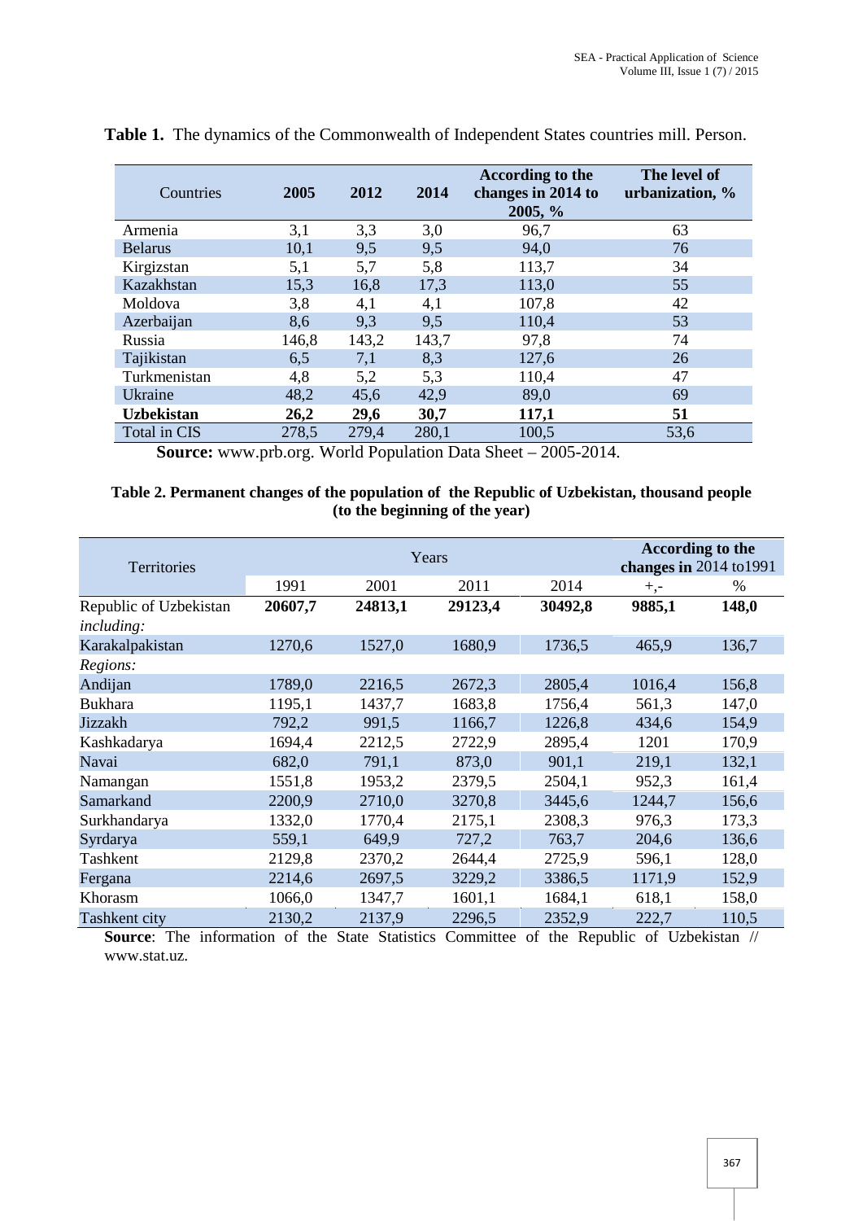**Table 1.** The dynamics of the Commonwealth of Independent States countries mill. Person.

| Countries | 2005 | 2012 | 2014 | According to the changes in 2014 to 2005, % | The level of urbanization, % |
|---|---|---|---|---|---|
| Armenia | 3,1 | 3,3 | 3,0 | 96,7 | 63 |
| Belarus | 10,1 | 9,5 | 9,5 | 94,0 | 76 |
| Kirgizstan | 5,1 | 5,7 | 5,8 | 113,7 | 34 |
| Kazakhstan | 15,3 | 16,8 | 17,3 | 113,0 | 55 |
| Moldova | 3,8 | 4,1 | 4,1 | 107,8 | 42 |
| Azerbaijan | 8,6 | 9,3 | 9,5 | 110,4 | 53 |
| Russia | 146,8 | 143,2 | 143,7 | 97,8 | 74 |
| Tajikistan | 6,5 | 7,1 | 8,3 | 127,6 | 26 |
| Turkmenistan | 4,8 | 5,2 | 5,3 | 110,4 | 47 |
| Ukraine | 48,2 | 45,6 | 42,9 | 89,0 | 69 |
| **Uzbekistan** | **26,2** | **29,6** | **30,7** | **117,1** | **51** |
| Total in CIS | 278,5 | 279,4 | 280,1 | 100,5 | 53,6 |

**Source:** www.prb.org. World Population Data Sheet – 2005-2014.

**Table 2. Permanent changes of the population of the Republic of Uzbekistan, thousand people (to the beginning of the year)**

| Territories | Years | | | | According to the changes in 2014 to1991 | |
|---|---|---|---|---|---|---|
| | 1991 | 2001 | 2011 | 2014 | +,- | % |
| Republic of Uzbekistan *including:* | **20607,7** | **24813,1** | **29123,4** | **30492,8** | **9885,1** | **148,0** |
| Karakalpakistan | 1270,6 | 1527,0 | 1680,9 | 1736,5 | 465,9 | 136,7 |
| *Regions:* | | | | | | |
| Andijan | 1789,0 | 2216,5 | 2672,3 | 2805,4 | 1016,4 | 156,8 |
| Bukhara | 1195,1 | 1437,7 | 1683,8 | 1756,4 | 561,3 | 147,0 |
| Jizzakh | 792,2 | 991,5 | 1166,7 | 1226,8 | 434,6 | 154,9 |
| Kashkadarya | 1694,4 | 2212,5 | 2722,9 | 2895,4 | 1201 | 170,9 |
| Navai | 682,0 | 791,1 | 873,0 | 901,1 | 219,1 | 132,1 |
| Namangan | 1551,8 | 1953,2 | 2379,5 | 2504,1 | 952,3 | 161,4 |
| Samarkand | 2200,9 | 2710,0 | 3270,8 | 3445,6 | 1244,7 | 156,6 |
| Surkhandarya | 1332,0 | 1770,4 | 2175,1 | 2308,3 | 976,3 | 173,3 |
| Syrdarya | 559,1 | 649,9 | 727,2 | 763,7 | 204,6 | 136,6 |
| Tashkent | 2129,8 | 2370,2 | 2644,4 | 2725,9 | 596,1 | 128,0 |
| Fergana | 2214,6 | 2697,5 | 3229,2 | 3386,5 | 1171,9 | 152,9 |
| Khorasm | 1066,0 | 1347,7 | 1601,1 | 1684,1 | 618,1 | 158,0 |
| Tashkent city | 2130,2 | 2137,9 | 2296,5 | 2352,9 | 222,7 | 110,5 |

**Source**: The information of the State Statistics Committee of the Republic of Uzbekistan // www.stat.uz.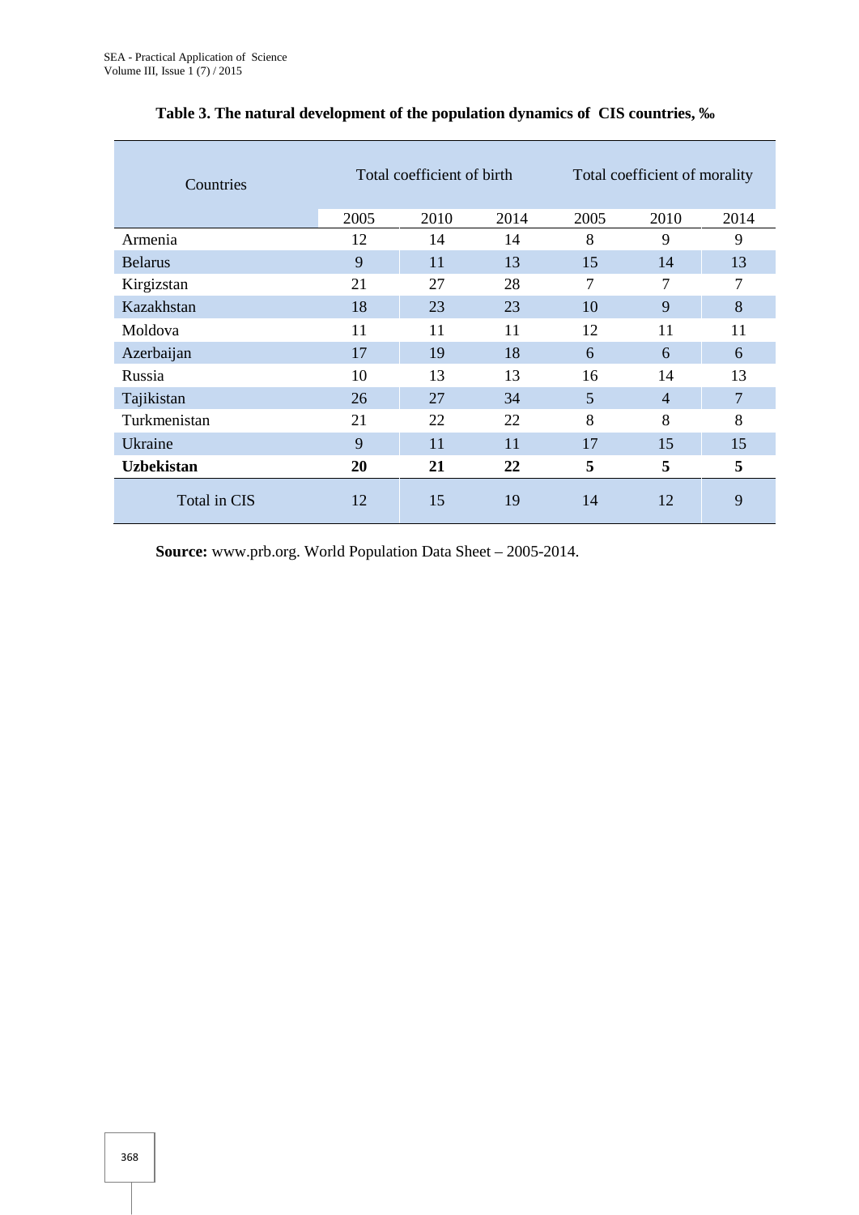**Table 3. The natural development of the population dynamics of CIS countries, ‰**

| Countries | Total coefficient of birth | | | Total coefficient of morality | | |
|---|---|---|---|---|---|---|
| | 2005 | 2010 | 2014 | 2005 | 2010 | 2014 |
| Armenia | 12 | 14 | 14 | 8 | 9 | 9 |
| Belarus | 9 | 11 | 13 | 15 | 14 | 13 |
| Kirgizstan | 21 | 27 | 28 | 7 | 7 | 7 |
| Kazakhstan | 18 | 23 | 23 | 10 | 9 | 8 |
| Moldova | 11 | 11 | 11 | 12 | 11 | 11 |
| Azerbaijan | 17 | 19 | 18 | 6 | 6 | 6 |
| Russia | 10 | 13 | 13 | 16 | 14 | 13 |
| Tajikistan | 26 | 27 | 34 | 5 | 4 | 7 |
| Turkmenistan | 21 | 22 | 22 | 8 | 8 | 8 |
| Ukraine | 9 | 11 | 11 | 17 | 15 | 15 |
| **Uzbekistan** | **20** | **21** | **22** | **5** | **5** | **5** |
| Total in CIS | 12 | 15 | 19 | 14 | 12 | 9 |

**Source:** www.prb.org. World Population Data Sheet – 2005-2014.